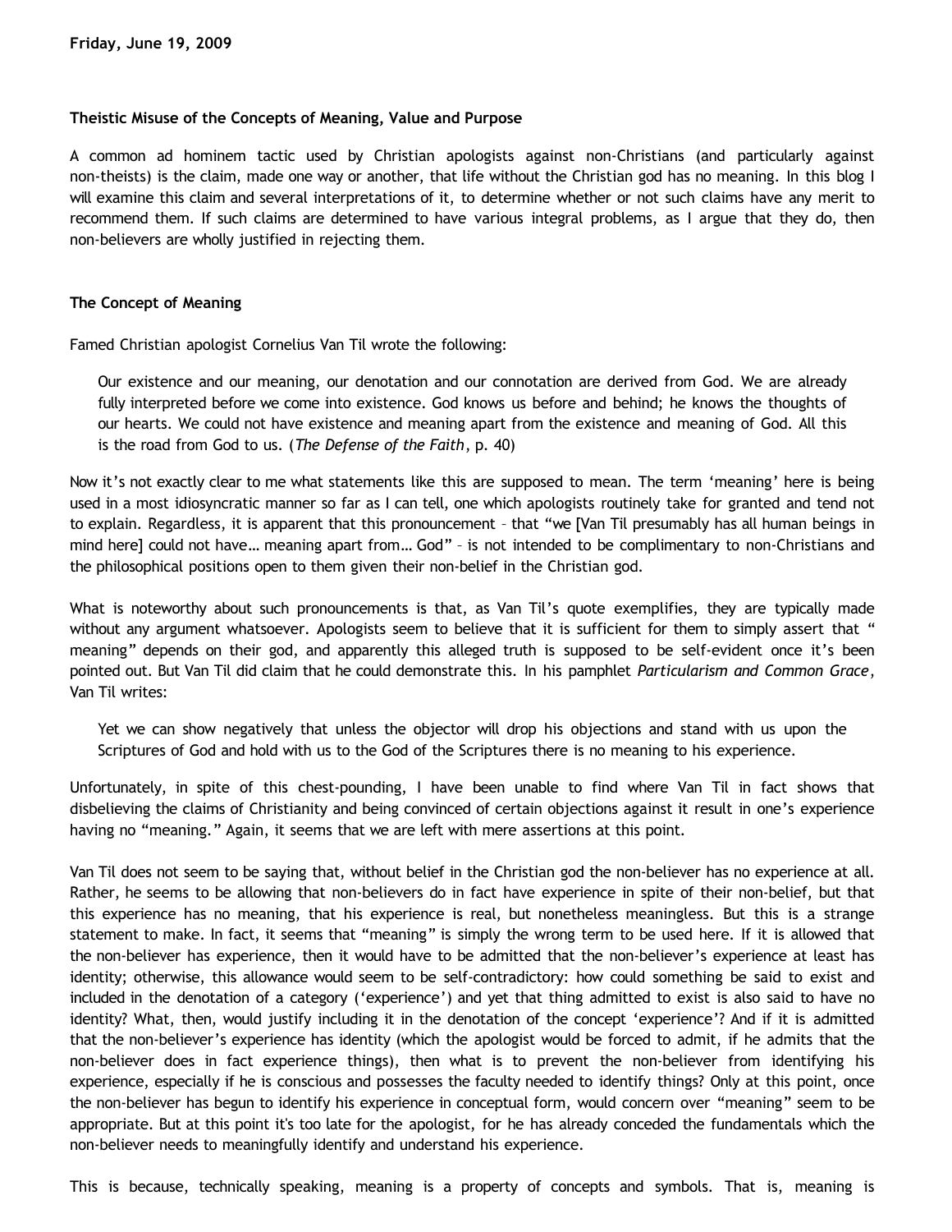**Friday, June 19, 2009**

### Theistic Misuse of the Concepts of Meaning, Value and Purpose

A common ad hominem tactic used by Christian apologists against non-Christians (and particularly against non-theists) is the claim, made one way or another, that life without the Christian god has no meaning. In this blog I will examine this claim and several interpretations of it, to determine whether or not such claims have any merit to recommend them. If such claims are determined to have various integral problems, as I argue that they do, then non-believers are wholly justified in rejecting them.

### The Concept of Meaning

Famed Christian apologist Cornelius Van Til wrote the following:

> Our existence and our meaning, our denotation and our connotation are derived from God. We are already fully interpreted before we come into existence. God knows us before and behind; he knows the thoughts of our hearts. We could not have existence and meaning apart from the existence and meaning of God. All this is the road from God to us. (*The Defense of the Faith*, p. 40)

Now it's not exactly clear to me what statements like this are supposed to mean. The term 'meaning' here is being used in a most idiosyncratic manner so far as I can tell, one which apologists routinely take for granted and tend not to explain. Regardless, it is apparent that this pronouncement – that "we [Van Til presumably has all human beings in mind here] could not have... meaning apart from... God" – is not intended to be complimentary to non-Christians and the philosophical positions open to them given their non-belief in the Christian god.

What is noteworthy about such pronouncements is that, as Van Til's quote exemplifies, they are typically made without any argument whatsoever. Apologists seem to believe that it is sufficient for them to simply assert that " meaning" depends on their god, and apparently this alleged truth is supposed to be self-evident once it's been pointed out. But Van Til did claim that he could demonstrate this. In his pamphlet *Particularism and Common Grace*, Van Til writes:

> Yet we can show negatively that unless the objector will drop his objections and stand with us upon the Scriptures of God and hold with us to the God of the Scriptures there is no meaning to his experience.

Unfortunately, in spite of this chest-pounding, I have been unable to find where Van Til in fact shows that disbelieving the claims of Christianity and being convinced of certain objections against it result in one's experience having no "meaning." Again, it seems that we are left with mere assertions at this point.

Van Til does not seem to be saying that, without belief in the Christian god the non-believer has no experience at all. Rather, he seems to be allowing that non-believers do in fact have experience in spite of their non-belief, but that this experience has no meaning, that his experience is real, but nonetheless meaningless. But this is a strange statement to make. In fact, it seems that "meaning" is simply the wrong term to be used here. If it is allowed that the non-believer has experience, then it would have to be admitted that the non-believer's experience at least has identity; otherwise, this allowance would seem to be self-contradictory: how could something be said to exist and included in the denotation of a category ('experience') and yet that thing admitted to exist is also said to have no identity? What, then, would justify including it in the denotation of the concept 'experience'? And if it is admitted that the non-believer's experience has identity (which the apologist would be forced to admit, if he admits that the non-believer does in fact experience things), then what is to prevent the non-believer from identifying his experience, especially if he is conscious and possesses the faculty needed to identify things? Only at this point, once the non-believer has begun to identify his experience in conceptual form, would concern over "meaning" seem to be appropriate. But at this point it's too late for the apologist, for he has already conceded the fundamentals which the non-believer needs to meaningfully identify and understand his experience.

This is because, technically speaking, meaning is a property of concepts and symbols. That is, meaning is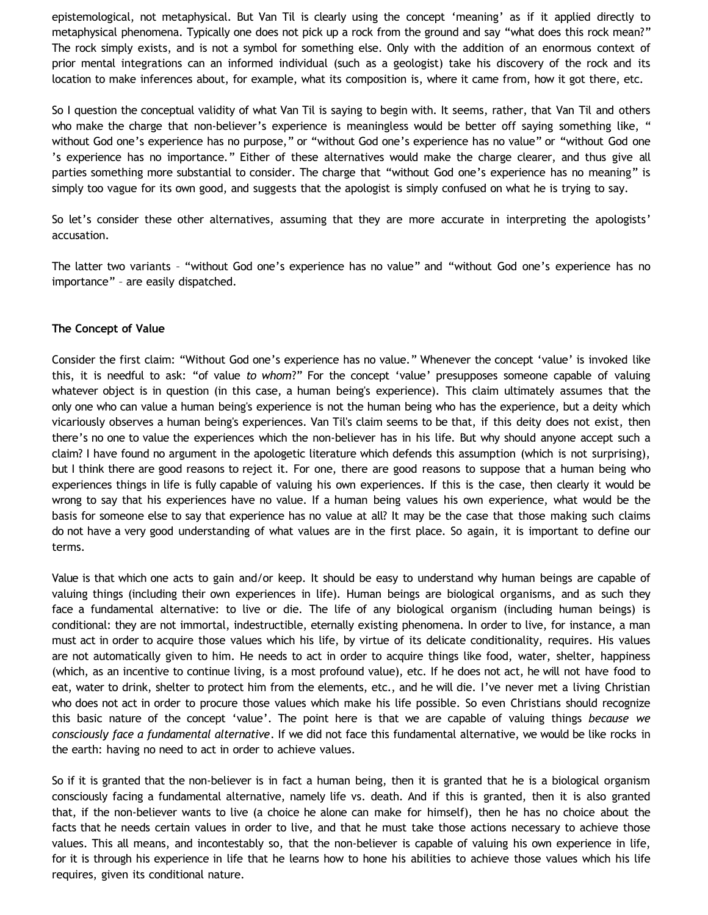epistemological, not metaphysical. But Van Til is clearly using the concept 'meaning' as if it applied directly to metaphysical phenomena. Typically one does not pick up a rock from the ground and say "what does this rock mean?" The rock simply exists, and is not a symbol for something else. Only with the addition of an enormous context of prior mental integrations can an informed individual (such as a geologist) take his discovery of the rock and its location to make inferences about, for example, what its composition is, where it came from, how it got there, etc.

So I question the conceptual validity of what Van Til is saying to begin with. It seems, rather, that Van Til and others who make the charge that non-believer's experience is meaningless would be better off saying something like, " without God one's experience has no purpose," or "without God one's experience has no value" or "without God one 's experience has no importance." Either of these alternatives would make the charge clearer, and thus give all parties something more substantial to consider. The charge that "without God one's experience has no meaning" is simply too vague for its own good, and suggests that the apologist is simply confused on what he is trying to say.

So let's consider these other alternatives, assuming that they are more accurate in interpreting the apologists' accusation.

The latter two variants – "without God one's experience has no value" and "without God one's experience has no importance" – are easily dispatched.

**The Concept of Value**

Consider the first claim: "Without God one's experience has no value." Whenever the concept 'value' is invoked like this, it is needful to ask: "of value *to whom*?" For the concept 'value' presupposes someone capable of valuing whatever object is in question (in this case, a human being's experience). This claim ultimately assumes that the only one who can value a human being's experience is not the human being who has the experience, but a deity which vicariously observes a human being's experiences. Van Til's claim seems to be that, if this deity does not exist, then there's no one to value the experiences which the non-believer has in his life. But why should anyone accept such a claim? I have found no argument in the apologetic literature which defends this assumption (which is not surprising), but I think there are good reasons to reject it. For one, there are good reasons to suppose that a human being who experiences things in life is fully capable of valuing his own experiences. If this is the case, then clearly it would be wrong to say that his experiences have no value. If a human being values his own experience, what would be the basis for someone else to say that experience has no value at all? It may be the case that those making such claims do not have a very good understanding of what values are in the first place. So again, it is important to define our terms.

Value is that which one acts to gain and/or keep. It should be easy to understand why human beings are capable of valuing things (including their own experiences in life). Human beings are biological organisms, and as such they face a fundamental alternative: to live or die. The life of any biological organism (including human beings) is conditional: they are not immortal, indestructible, eternally existing phenomena. In order to live, for instance, a man must act in order to acquire those values which his life, by virtue of its delicate conditionality, requires. His values are not automatically given to him. He needs to act in order to acquire things like food, water, shelter, happiness (which, as an incentive to continue living, is a most profound value), etc. If he does not act, he will not have food to eat, water to drink, shelter to protect him from the elements, etc., and he will die. I've never met a living Christian who does not act in order to procure those values which make his life possible. So even Christians should recognize this basic nature of the concept 'value'. The point here is that we are capable of valuing things *because we consciously face a fundamental alternative*. If we did not face this fundamental alternative, we would be like rocks in the earth: having no need to act in order to achieve values.

So if it is granted that the non-believer is in fact a human being, then it is granted that he is a biological organism consciously facing a fundamental alternative, namely life vs. death. And if this is granted, then it is also granted that, if the non-believer wants to live (a choice he alone can make for himself), then he has no choice about the facts that he needs certain values in order to live, and that he must take those actions necessary to achieve those values. This all means, and incontestably so, that the non-believer is capable of valuing his own experience in life, for it is through his experience in life that he learns how to hone his abilities to achieve those values which his life requires, given its conditional nature.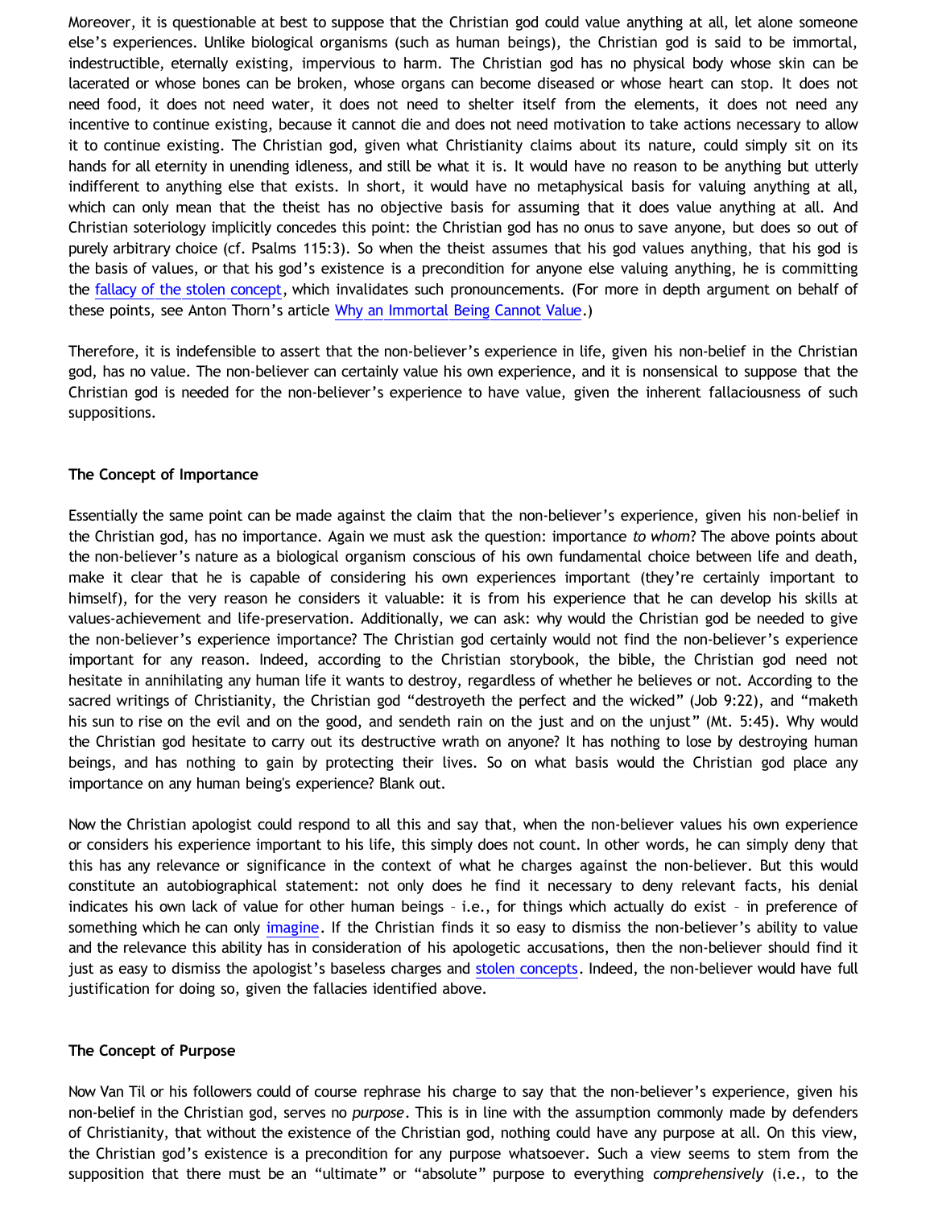Moreover, it is questionable at best to suppose that the Christian god could value anything at all, let alone someone else's experiences. Unlike biological organisms (such as human beings), the Christian god is said to be immortal, indestructible, eternally existing, impervious to harm. The Christian god has no physical body whose skin can be lacerated or whose bones can be broken, whose organs can become diseased or whose heart can stop. It does not need food, it does not need water, it does not need to shelter itself from the elements, it does not need any incentive to continue existing, because it cannot die and does not need motivation to take actions necessary to allow it to continue existing. The Christian god, given what Christianity claims about its nature, could simply sit on its hands for all eternity in unending idleness, and still be what it is. It would have no reason to be anything but utterly indifferent to anything else that exists. In short, it would have no metaphysical basis for valuing anything at all, which can only mean that the theist has no objective basis for assuming that it does value anything at all. And Christian soteriology implicitly concedes this point: the Christian god has no onus to save anyone, but does so out of purely arbitrary choice (cf. Psalms 115:3). So when the theist assumes that his god values anything, that his god is the basis of values, or that his god's existence is a precondition for anyone else valuing anything, he is committing the fallacy of the stolen concept, which invalidates such pronouncements. (For more in depth argument on behalf of these points, see Anton Thorn's article Why an Immortal Being Cannot Value.)

Therefore, it is indefensible to assert that the non-believer's experience in life, given his non-belief in the Christian god, has no value. The non-believer can certainly value his own experience, and it is nonsensical to suppose that the Christian god is needed for the non-believer's experience to have value, given the inherent fallaciousness of such suppositions.

**The Concept of Importance**

Essentially the same point can be made against the claim that the non-believer's experience, given his non-belief in the Christian god, has no importance. Again we must ask the question: importance *to whom*? The above points about the non-believer's nature as a biological organism conscious of his own fundamental choice between life and death, make it clear that he is capable of considering his own experiences important (they're certainly important to himself), for the very reason he considers it valuable: it is from his experience that he can develop his skills at values-achievement and life-preservation. Additionally, we can ask: why would the Christian god be needed to give the non-believer's experience importance? The Christian god certainly would not find the non-believer's experience important for any reason. Indeed, according to the Christian storybook, the bible, the Christian god need not hesitate in annihilating any human life it wants to destroy, regardless of whether he believes or not. According to the sacred writings of Christianity, the Christian god "destroyeth the perfect and the wicked" (Job 9:22), and "maketh his sun to rise on the evil and on the good, and sendeth rain on the just and on the unjust" (Mt. 5:45). Why would the Christian god hesitate to carry out its destructive wrath on anyone? It has nothing to lose by destroying human beings, and has nothing to gain by protecting their lives. So on what basis would the Christian god place any importance on any human being's experience? Blank out.

Now the Christian apologist could respond to all this and say that, when the non-believer values his own experience or considers his experience important to his life, this simply does not count. In other words, he can simply deny that this has any relevance or significance in the context of what he charges against the non-believer. But this would constitute an autobiographical statement: not only does he find it necessary to deny relevant facts, his denial indicates his own lack of value for other human beings – i.e., for things which actually do exist – in preference of something which he can only imagine. If the Christian finds it so easy to dismiss the non-believer's ability to value and the relevance this ability has in consideration of his apologetic accusations, then the non-believer should find it just as easy to dismiss the apologist's baseless charges and stolen concepts. Indeed, the non-believer would have full justification for doing so, given the fallacies identified above.

**The Concept of Purpose**

Now Van Til or his followers could of course rephrase his charge to say that the non-believer's experience, given his non-belief in the Christian god, serves no *purpose*. This is in line with the assumption commonly made by defenders of Christianity, that without the existence of the Christian god, nothing could have any purpose at all. On this view, the Christian god's existence is a precondition for any purpose whatsoever. Such a view seems to stem from the supposition that there must be an "ultimate" or "absolute" purpose to everything *comprehensively* (i.e., to the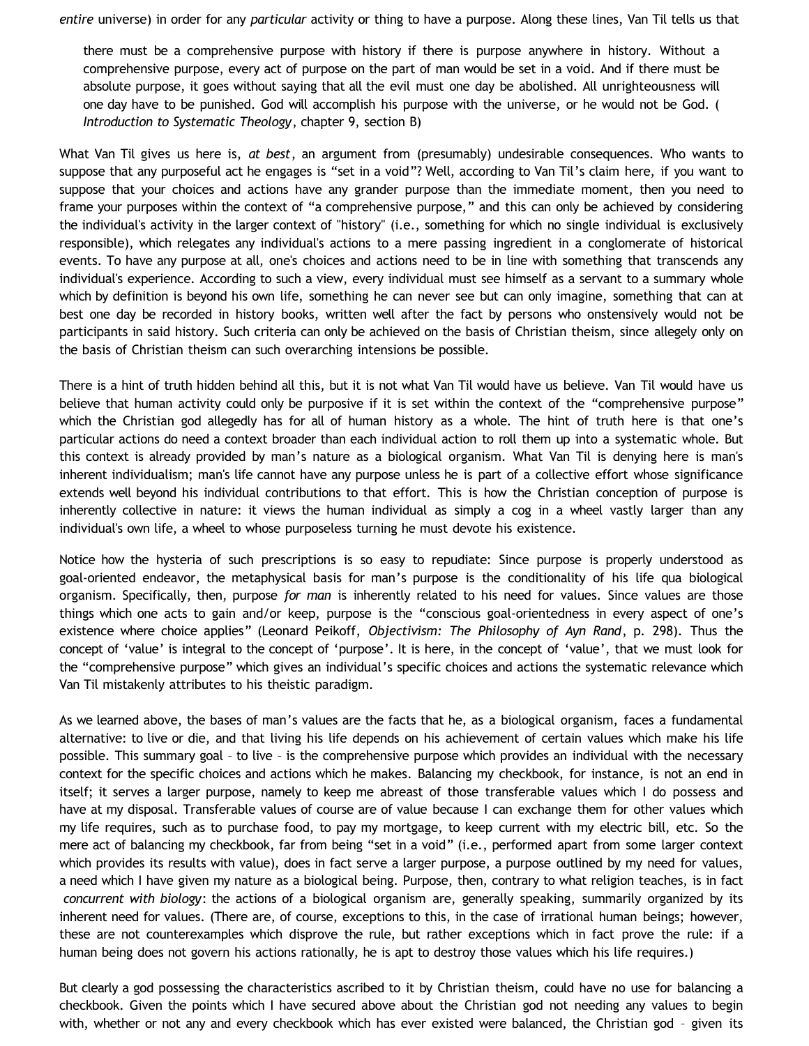*entire* universe) in order for any *particular* activity or thing to have a purpose. Along these lines, Van Til tells us that

> there must be a comprehensive purpose with history if there is purpose anywhere in history. Without a comprehensive purpose, every act of purpose on the part of man would be set in a void. And if there must be absolute purpose, it goes without saying that all the evil must one day be abolished. All unrighteousness will one day have to be punished. God will accomplish his purpose with the universe, or he would not be God. (*Introduction to Systematic Theology*, chapter 9, section B)

What Van Til gives us here is, *at best*, an argument from (presumably) undesirable consequences. Who wants to suppose that any purposeful act he engages is "set in a void"? Well, according to Van Til's claim here, if you want to suppose that your choices and actions have any grander purpose than the immediate moment, then you need to frame your purposes within the context of "a comprehensive purpose," and this can only be achieved by considering the individual's activity in the larger context of "history" (i.e., something for which no single individual is exclusively responsible), which relegates any individual's actions to a mere passing ingredient in a conglomerate of historical events. To have any purpose at all, one's choices and actions need to be in line with something that transcends any individual's experience. According to such a view, every individual must see himself as a servant to a summary whole which by definition is beyond his own life, something he can never see but can only imagine, something that can at best one day be recorded in history books, written well after the fact by persons who onstensively would not be participants in said history. Such criteria can only be achieved on the basis of Christian theism, since allegely only on the basis of Christian theism can such overarching intensions be possible.

There is a hint of truth hidden behind all this, but it is not what Van Til would have us believe. Van Til would have us believe that human activity could only be purposive if it is set within the context of the "comprehensive purpose" which the Christian god allegedly has for all of human history as a whole. The hint of truth here is that one's particular actions do need a context broader than each individual action to roll them up into a systematic whole. But this context is already provided by man's nature as a biological organism. What Van Til is denying here is man's inherent individualism; man's life cannot have any purpose unless he is part of a collective effort whose significance extends well beyond his individual contributions to that effort. This is how the Christian conception of purpose is inherently collective in nature: it views the human individual as simply a cog in a wheel vastly larger than any individual's own life, a wheel to whose purposeless turning he must devote his existence.

Notice how the hysteria of such prescriptions is so easy to repudiate: Since purpose is properly understood as goal-oriented endeavor, the metaphysical basis for man's purpose is the conditionality of his life qua biological organism. Specifically, then, purpose *for man* is inherently related to his need for values. Since values are those things which one acts to gain and/or keep, purpose is the "conscious goal-orientedness in every aspect of one's existence where choice applies" (Leonard Peikoff, *Objectivism: The Philosophy of Ayn Rand*, p. 298). Thus the concept of 'value' is integral to the concept of 'purpose'. It is here, in the concept of 'value', that we must look for the "comprehensive purpose" which gives an individual's specific choices and actions the systematic relevance which Van Til mistakenly attributes to his theistic paradigm.

As we learned above, the bases of man's values are the facts that he, as a biological organism, faces a fundamental alternative: to live or die, and that living his life depends on his achievement of certain values which make his life possible. This summary goal – to live – is the comprehensive purpose which provides an individual with the necessary context for the specific choices and actions which he makes. Balancing my checkbook, for instance, is not an end in itself; it serves a larger purpose, namely to keep me abreast of those transferable values which I do possess and have at my disposal. Transferable values of course are of value because I can exchange them for other values which my life requires, such as to purchase food, to pay my mortgage, to keep current with my electric bill, etc. So the mere act of balancing my checkbook, far from being "set in a void" (i.e., performed apart from some larger context which provides its results with value), does in fact serve a larger purpose, a purpose outlined by my need for values, a need which I have given my nature as a biological being. Purpose, then, contrary to what religion teaches, is in fact *concurrent with biology*: the actions of a biological organism are, generally speaking, summarily organized by its inherent need for values. (There are, of course, exceptions to this, in the case of irrational human beings; however, these are not counterexamples which disprove the rule, but rather exceptions which in fact prove the rule: if a human being does not govern his actions rationally, he is apt to destroy those values which his life requires.)

But clearly a god possessing the characteristics ascribed to it by Christian theism, could have no use for balancing a checkbook. Given the points which I have secured above about the Christian god not needing any values to begin with, whether or not any and every checkbook which has ever existed were balanced, the Christian god – given its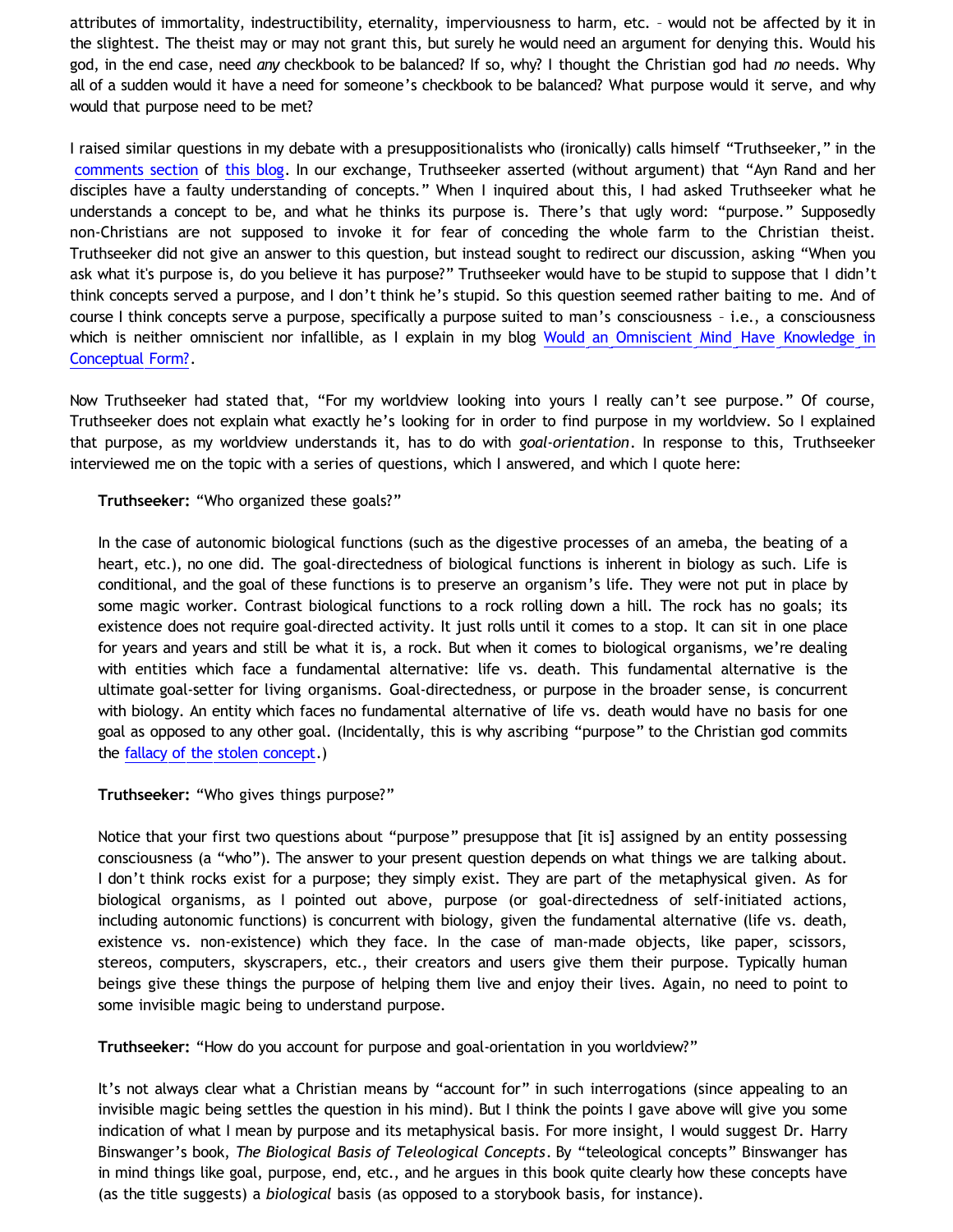attributes of immortality, indestructibility, eternality, imperviousness to harm, etc. – would not be affected by it in the slightest. The theist may or may not grant this, but surely he would need an argument for denying this. Would his god, in the end case, need *any* checkbook to be balanced? If so, why? I thought the Christian god had *no* needs. Why all of a sudden would it have a need for someone's checkbook to be balanced? What purpose would it serve, and why would that purpose need to be met?

I raised similar questions in my debate with a presuppositionalists who (ironically) calls himself "Truthseeker," in the comments section of this blog. In our exchange, Truthseeker asserted (without argument) that "Ayn Rand and her disciples have a faulty understanding of concepts." When I inquired about this, I had asked Truthseeker what he understands a concept to be, and what he thinks its purpose is. There's that ugly word: "purpose." Supposedly non-Christians are not supposed to invoke it for fear of conceding the whole farm to the Christian theist. Truthseeker did not give an answer to this question, but instead sought to redirect our discussion, asking "When you ask what it's purpose is, do you believe it has purpose?" Truthseeker would have to be stupid to suppose that I didn't think concepts served a purpose, and I don't think he's stupid. So this question seemed rather baiting to me. And of course I think concepts serve a purpose, specifically a purpose suited to man's consciousness – i.e., a consciousness which is neither omniscient nor infallible, as I explain in my blog Would an Omniscient Mind Have Knowledge in Conceptual Form?.

Now Truthseeker had stated that, "For my worldview looking into yours I really can't see purpose." Of course, Truthseeker does not explain what exactly he's looking for in order to find purpose in my worldview. So I explained that purpose, as my worldview understands it, has to do with *goal-orientation*. In response to this, Truthseeker interviewed me on the topic with a series of questions, which I answered, and which I quote here:

> **Truthseeker:** "Who organized these goals?"
>
> In the case of autonomic biological functions (such as the digestive processes of an ameba, the beating of a heart, etc.), no one did. The goal-directedness of biological functions is inherent in biology as such. Life is conditional, and the goal of these functions is to preserve an organism's life. They were not put in place by some magic worker. Contrast biological functions to a rock rolling down a hill. The rock has no goals; its existence does not require goal-directed activity. It just rolls until it comes to a stop. It can sit in one place for years and years and still be what it is, a rock. But when it comes to biological organisms, we're dealing with entities which face a fundamental alternative: life vs. death. This fundamental alternative is the ultimate goal-setter for living organisms. Goal-directedness, or purpose in the broader sense, is concurrent with biology. An entity which faces no fundamental alternative of life vs. death would have no basis for one goal as opposed to any other goal. (Incidentally, this is why ascribing "purpose" to the Christian god commits the fallacy of the stolen concept.)
>
> **Truthseeker:** "Who gives things purpose?"
>
> Notice that your first two questions about "purpose" presuppose that [it is] assigned by an entity possessing consciousness (a "who"). The answer to your present question depends on what things we are talking about. I don't think rocks exist for a purpose; they simply exist. They are part of the metaphysical given. As for biological organisms, as I pointed out above, purpose (or goal-directedness of self-initiated actions, including autonomic functions) is concurrent with biology, given the fundamental alternative (life vs. death, existence vs. non-existence) which they face. In the case of man-made objects, like paper, scissors, stereos, computers, skyscrapers, etc., their creators and users give them their purpose. Typically human beings give these things the purpose of helping them live and enjoy their lives. Again, no need to point to some invisible magic being to understand purpose.
>
> **Truthseeker:** "How do you account for purpose and goal-orientation in you worldview?"
>
> It's not always clear what a Christian means by "account for" in such interrogations (since appealing to an invisible magic being settles the question in his mind). But I think the points I gave above will give you some indication of what I mean by purpose and its metaphysical basis. For more insight, I would suggest Dr. Harry Binswanger's book, *The Biological Basis of Teleological Concepts*. By "teleological concepts" Binswanger has in mind things like goal, purpose, end, etc., and he argues in this book quite clearly how these concepts have (as the title suggests) a *biological* basis (as opposed to a storybook basis, for instance).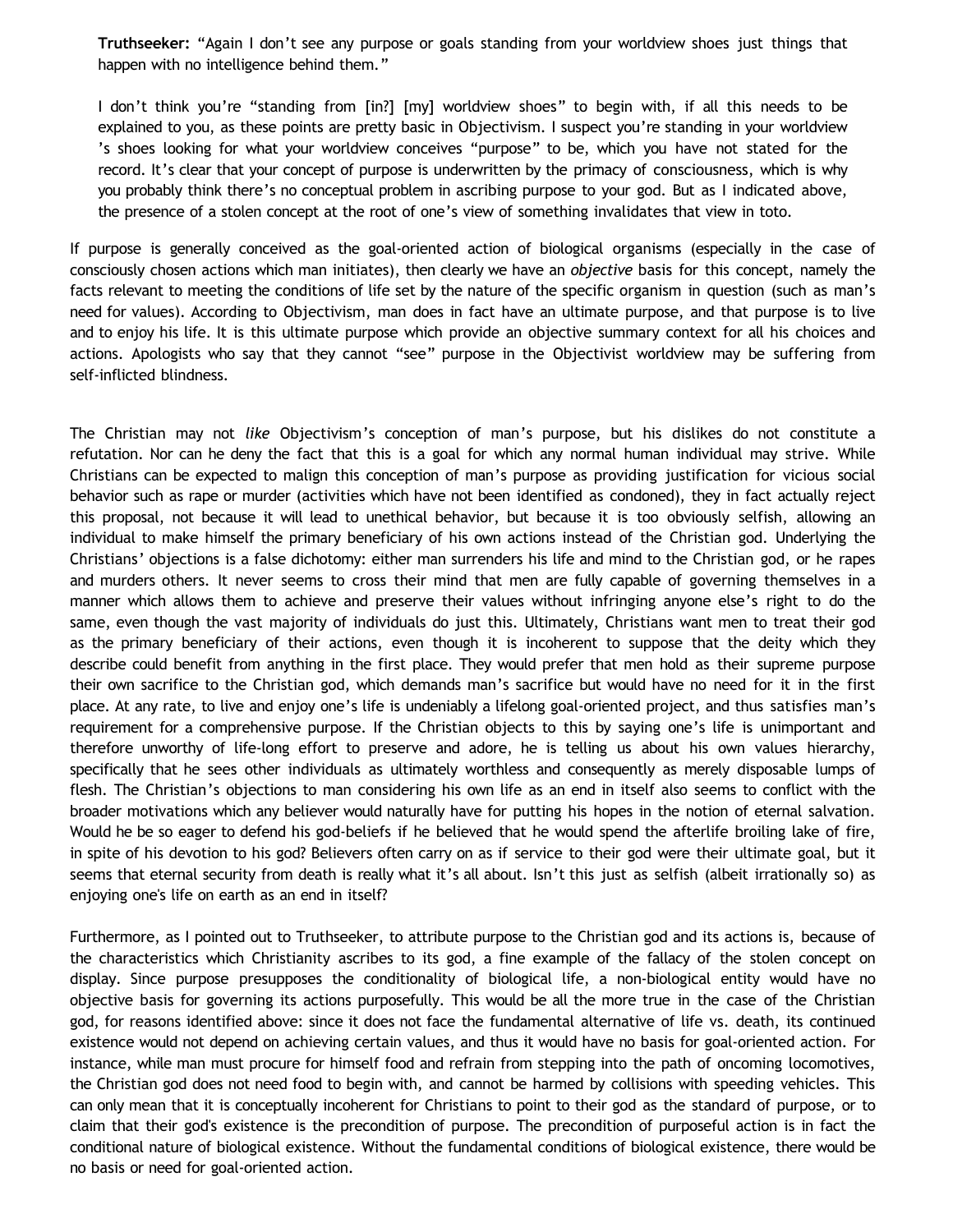> **Truthseeker:** "Again I don't see any purpose or goals standing from your worldview shoes just things that happen with no intelligence behind them."
>
> I don't think you're "standing from [in?] [my] worldview shoes" to begin with, if all this needs to be explained to you, as these points are pretty basic in Objectivism. I suspect you're standing in your worldview 's shoes looking for what your worldview conceives "purpose" to be, which you have not stated for the record. It's clear that your concept of purpose is underwritten by the primacy of consciousness, which is why you probably think there's no conceptual problem in ascribing purpose to your god. But as I indicated above, the presence of a stolen concept at the root of one's view of something invalidates that view in toto.

If purpose is generally conceived as the goal-oriented action of biological organisms (especially in the case of consciously chosen actions which man initiates), then clearly we have an *objective* basis for this concept, namely the facts relevant to meeting the conditions of life set by the nature of the specific organism in question (such as man's need for values). According to Objectivism, man does in fact have an ultimate purpose, and that purpose is to live and to enjoy his life. It is this ultimate purpose which provide an objective summary context for all his choices and actions. Apologists who say that they cannot "see" purpose in the Objectivist worldview may be suffering from self-inflicted blindness.

The Christian may not *like* Objectivism's conception of man's purpose, but his dislikes do not constitute a refutation. Nor can he deny the fact that this is a goal for which any normal human individual may strive. While Christians can be expected to malign this conception of man's purpose as providing justification for vicious social behavior such as rape or murder (activities which have not been identified as condoned), they in fact actually reject this proposal, not because it will lead to unethical behavior, but because it is too obviously selfish, allowing an individual to make himself the primary beneficiary of his own actions instead of the Christian god. Underlying the Christians' objections is a false dichotomy: either man surrenders his life and mind to the Christian god, or he rapes and murders others. It never seems to cross their mind that men are fully capable of governing themselves in a manner which allows them to achieve and preserve their values without infringing anyone else's right to do the same, even though the vast majority of individuals do just this. Ultimately, Christians want men to treat their god as the primary beneficiary of their actions, even though it is incoherent to suppose that the deity which they describe could benefit from anything in the first place. They would prefer that men hold as their supreme purpose their own sacrifice to the Christian god, which demands man's sacrifice but would have no need for it in the first place. At any rate, to live and enjoy one's life is undeniably a lifelong goal-oriented project, and thus satisfies man's requirement for a comprehensive purpose. If the Christian objects to this by saying one's life is unimportant and therefore unworthy of life-long effort to preserve and adore, he is telling us about his own values hierarchy, specifically that he sees other individuals as ultimately worthless and consequently as merely disposable lumps of flesh. The Christian's objections to man considering his own life as an end in itself also seems to conflict with the broader motivations which any believer would naturally have for putting his hopes in the notion of eternal salvation. Would he be so eager to defend his god-beliefs if he believed that he would spend the afterlife broiling lake of fire, in spite of his devotion to his god? Believers often carry on as if service to their god were their ultimate goal, but it seems that eternal security from death is really what it's all about. Isn't this just as selfish (albeit irrationally so) as enjoying one's life on earth as an end in itself?

Furthermore, as I pointed out to Truthseeker, to attribute purpose to the Christian god and its actions is, because of the characteristics which Christianity ascribes to its god, a fine example of the fallacy of the stolen concept on display. Since purpose presupposes the conditionality of biological life, a non-biological entity would have no objective basis for governing its actions purposefully. This would be all the more true in the case of the Christian god, for reasons identified above: since it does not face the fundamental alternative of life vs. death, its continued existence would not depend on achieving certain values, and thus it would have no basis for goal-oriented action. For instance, while man must procure for himself food and refrain from stepping into the path of oncoming locomotives, the Christian god does not need food to begin with, and cannot be harmed by collisions with speeding vehicles. This can only mean that it is conceptually incoherent for Christians to point to their god as the standard of purpose, or to claim that their god's existence is the precondition of purpose. The precondition of purposeful action is in fact the conditional nature of biological existence. Without the fundamental conditions of biological existence, there would be no basis or need for goal-oriented action.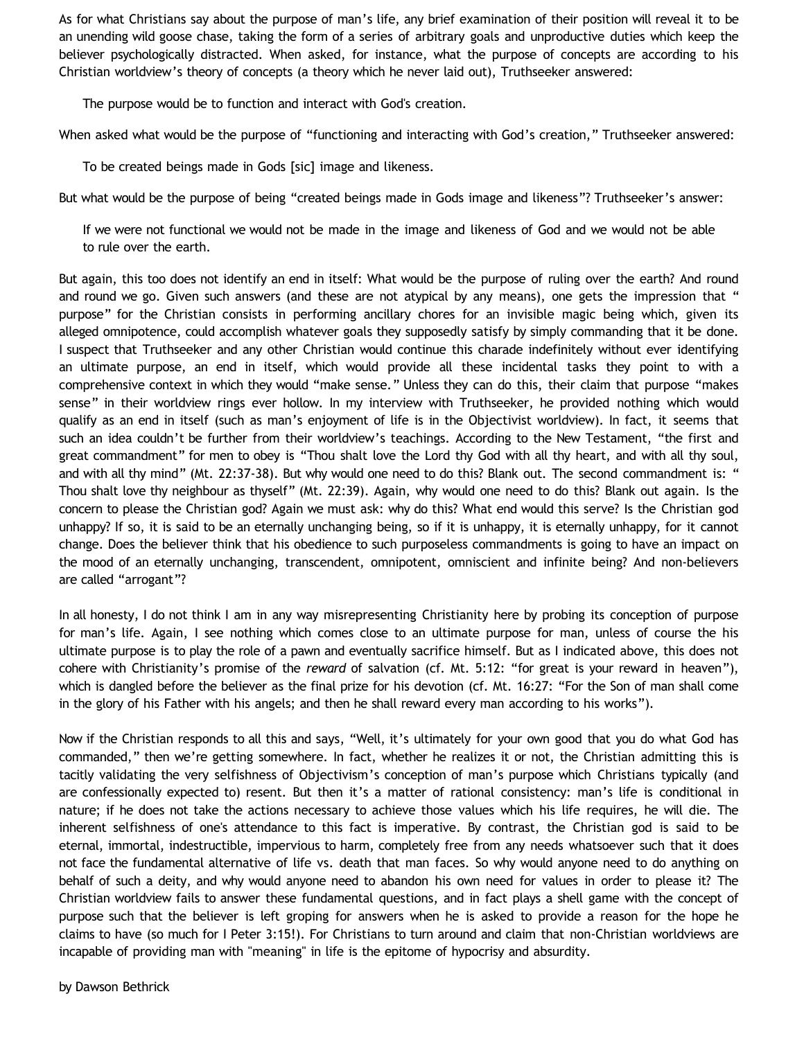As for what Christians say about the purpose of man's life, any brief examination of their position will reveal it to be an unending wild goose chase, taking the form of a series of arbitrary goals and unproductive duties which keep the believer psychologically distracted. When asked, for instance, what the purpose of concepts are according to his Christian worldview's theory of concepts (a theory which he never laid out), Truthseeker answered:

> The purpose would be to function and interact with God's creation.

When asked what would be the purpose of "functioning and interacting with God's creation," Truthseeker answered:

> To be created beings made in Gods [sic] image and likeness.

But what would be the purpose of being "created beings made in Gods image and likeness"? Truthseeker's answer:

> If we were not functional we would not be made in the image and likeness of God and we would not be able to rule over the earth.

But again, this too does not identify an end in itself: What would be the purpose of ruling over the earth? And round and round we go. Given such answers (and these are not atypical by any means), one gets the impression that "purpose" for the Christian consists in performing ancillary chores for an invisible magic being which, given its alleged omnipotence, could accomplish whatever goals they supposedly satisfy by simply commanding that it be done. I suspect that Truthseeker and any other Christian would continue this charade indefinitely without ever identifying an ultimate purpose, an end in itself, which would provide all these incidental tasks they point to with a comprehensive context in which they would "make sense." Unless they can do this, their claim that purpose "makes sense" in their worldview rings ever hollow. In my interview with Truthseeker, he provided nothing which would qualify as an end in itself (such as man's enjoyment of life is in the Objectivist worldview). In fact, it seems that such an idea couldn't be further from their worldview's teachings. According to the New Testament, "the first and great commandment" for men to obey is "Thou shalt love the Lord thy God with all thy heart, and with all thy soul, and with all thy mind" (Mt. 22:37-38). But why would one need to do this? Blank out. The second commandment is: "Thou shalt love thy neighbour as thyself" (Mt. 22:39). Again, why would one need to do this? Blank out again. Is the concern to please the Christian god? Again we must ask: why do this? What end would this serve? Is the Christian god unhappy? If so, it is said to be an eternally unchanging being, so if it is unhappy, it is eternally unhappy, for it cannot change. Does the believer think that his obedience to such purposeless commandments is going to have an impact on the mood of an eternally unchanging, transcendent, omnipotent, omniscient and infinite being? And non-believers are called "arrogant"?

In all honesty, I do not think I am in any way misrepresenting Christianity here by probing its conception of purpose for man's life. Again, I see nothing which comes close to an ultimate purpose for man, unless of course the his ultimate purpose is to play the role of a pawn and eventually sacrifice himself. But as I indicated above, this does not cohere with Christianity's promise of the *reward* of salvation (cf. Mt. 5:12: "for great is your reward in heaven"), which is dangled before the believer as the final prize for his devotion (cf. Mt. 16:27: "For the Son of man shall come in the glory of his Father with his angels; and then he shall reward every man according to his works").

Now if the Christian responds to all this and says, "Well, it's ultimately for your own good that you do what God has commanded," then we're getting somewhere. In fact, whether he realizes it or not, the Christian admitting this is tacitly validating the very selfishness of Objectivism's conception of man's purpose which Christians typically (and are confessionally expected to) resent. But then it's a matter of rational consistency: man's life is conditional in nature; if he does not take the actions necessary to achieve those values which his life requires, he will die. The inherent selfishness of one's attendance to this fact is imperative. By contrast, the Christian god is said to be eternal, immortal, indestructible, impervious to harm, completely free from any needs whatsoever such that it does not face the fundamental alternative of life vs. death that man faces. So why would anyone need to do anything on behalf of such a deity, and why would anyone need to abandon his own need for values in order to please it? The Christian worldview fails to answer these fundamental questions, and in fact plays a shell game with the concept of purpose such that the believer is left groping for answers when he is asked to provide a reason for the hope he claims to have (so much for I Peter 3:15!). For Christians to turn around and claim that non-Christian worldviews are incapable of providing man with "meaning" in life is the epitome of hypocrisy and absurdity.

by Dawson Bethrick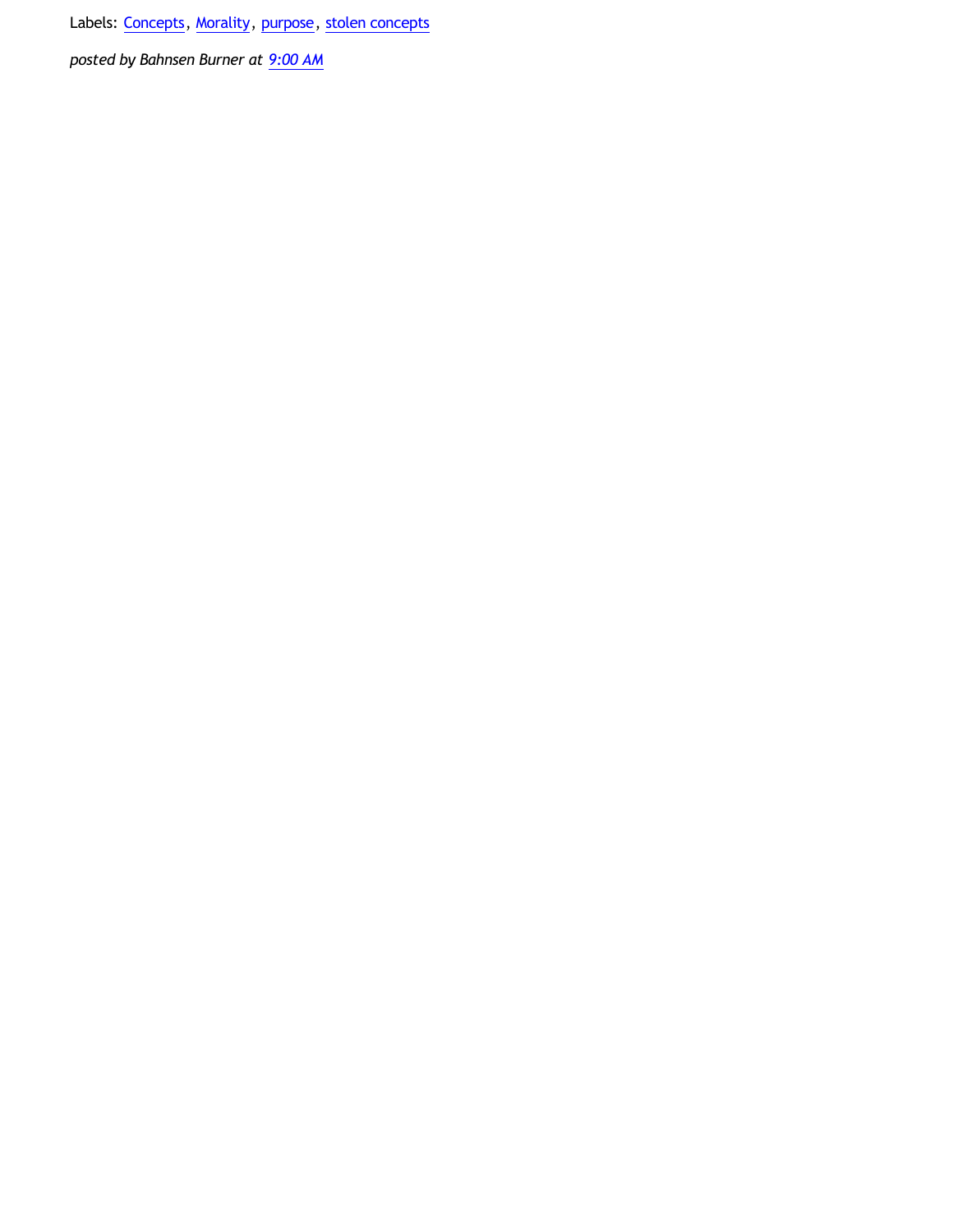Labels: Concepts, Morality, purpose, stolen concepts

*posted by Bahnsen Burner at 9:00 AM*